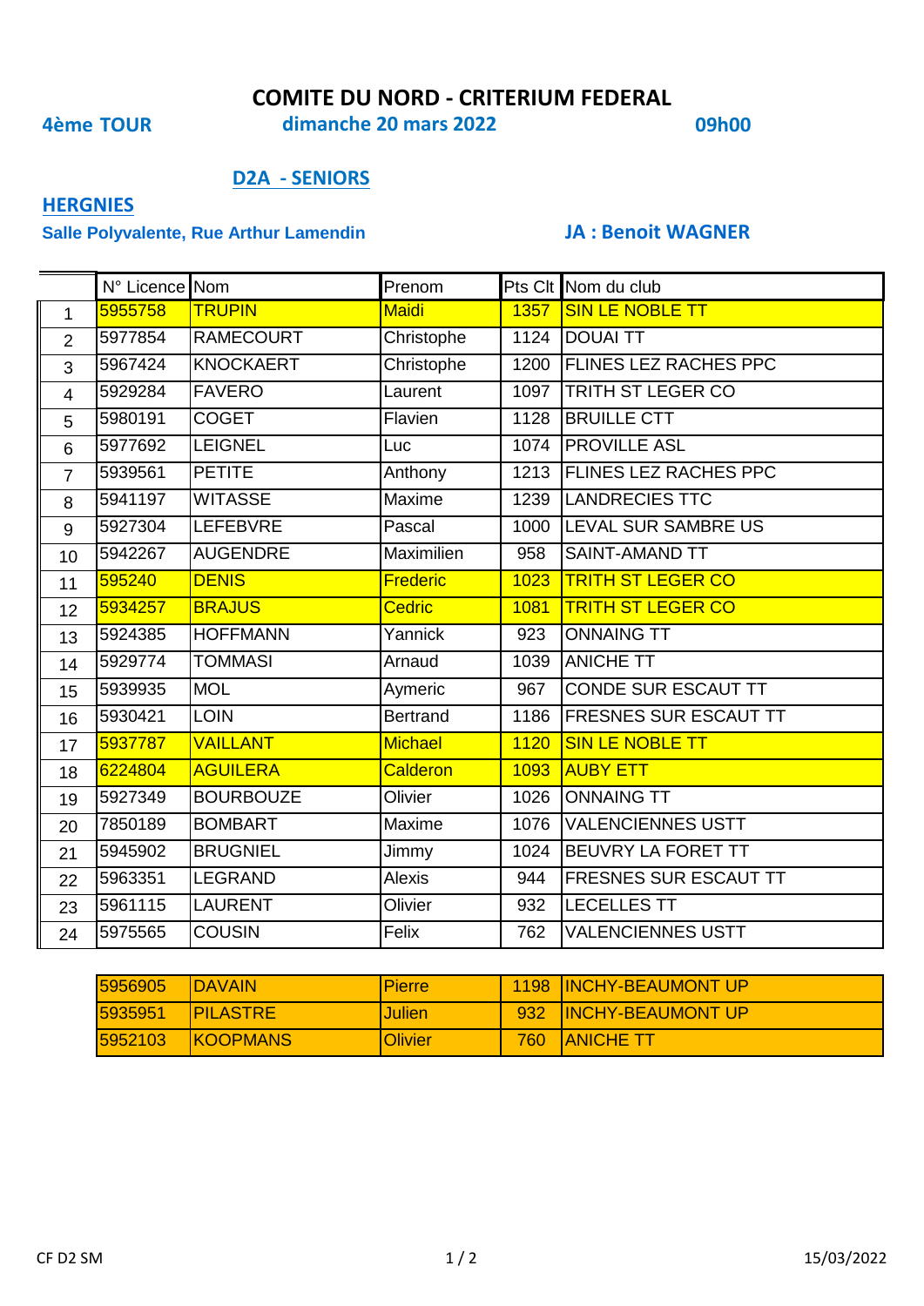# COMITE DU NORD - CRITERIUM FEDERAL

**4ème TOUR** **dimanche 20 mars 2022** **09h00**

## D2A - SENIORS

**HERGNIES**

**Salle Polyvalente, Rue Arthur Lamendin** **JA : Benoit WAGNER**

| | N° Licence | Nom | Prenom | Pts Clt | Nom du club |
|---|---|---|---|---|---|
| 1 | 5955758 | TRUPIN | Maidi | 1357 | SIN LE NOBLE TT |
| 2 | 5977854 | RAMECOURT | Christophe | 1124 | DOUAI TT |
| 3 | 5967424 | KNOCKAERT | Christophe | 1200 | FLINES LEZ RACHES PPC |
| 4 | 5929284 | FAVERO | Laurent | 1097 | TRITH ST LEGER CO |
| 5 | 5980191 | COGET | Flavien | 1128 | BRUILLE CTT |
| 6 | 5977692 | LEIGNEL | Luc | 1074 | PROVILLE ASL |
| 7 | 5939561 | PETITE | Anthony | 1213 | FLINES LEZ RACHES PPC |
| 8 | 5941197 | WITASSE | Maxime | 1239 | LANDRECIES TTC |
| 9 | 5927304 | LEFEBVRE | Pascal | 1000 | LEVAL SUR SAMBRE US |
| 10 | 5942267 | AUGENDRE | Maximilien | 958 | SAINT-AMAND TT |
| 11 | 595240 | DENIS | Frederic | 1023 | TRITH ST LEGER CO |
| 12 | 5934257 | BRAJUS | Cedric | 1081 | TRITH ST LEGER CO |
| 13 | 5924385 | HOFFMANN | Yannick | 923 | ONNAING TT |
| 14 | 5929774 | TOMMASI | Arnaud | 1039 | ANICHE TT |
| 15 | 5939935 | MOL | Aymeric | 967 | CONDE SUR ESCAUT TT |
| 16 | 5930421 | LOIN | Bertrand | 1186 | FRESNES SUR ESCAUT TT |
| 17 | 5937787 | VAILLANT | Michael | 1120 | SIN LE NOBLE TT |
| 18 | 6224804 | AGUILERA | Calderon | 1093 | AUBY ETT |
| 19 | 5927349 | BOURBOUZE | Olivier | 1026 | ONNAING TT |
| 20 | 7850189 | BOMBART | Maxime | 1076 | VALENCIENNES USTT |
| 21 | 5945902 | BRUGNIEL | Jimmy | 1024 | BEUVRY LA FORET TT |
| 22 | 5963351 | LEGRAND | Alexis | 944 | FRESNES SUR ESCAUT TT |
| 23 | 5961115 | LAURENT | Olivier | 932 | LECELLES TT |
| 24 | 5975565 | COUSIN | Felix | 762 | VALENCIENNES USTT |

| N° Licence | Nom | Prenom | Pts Clt | Nom du club |
|---|---|---|---|---|
| 5956905 | DAVAIN | Pierre | 1198 | INCHY-BEAUMONT UP |
| 5935951 | PILASTRE | Julien | 932 | INCHY-BEAUMONT UP |
| 5952103 | KOOPMANS | Olivier | 760 | ANICHE TT |

CF D2 SM 15/03/2022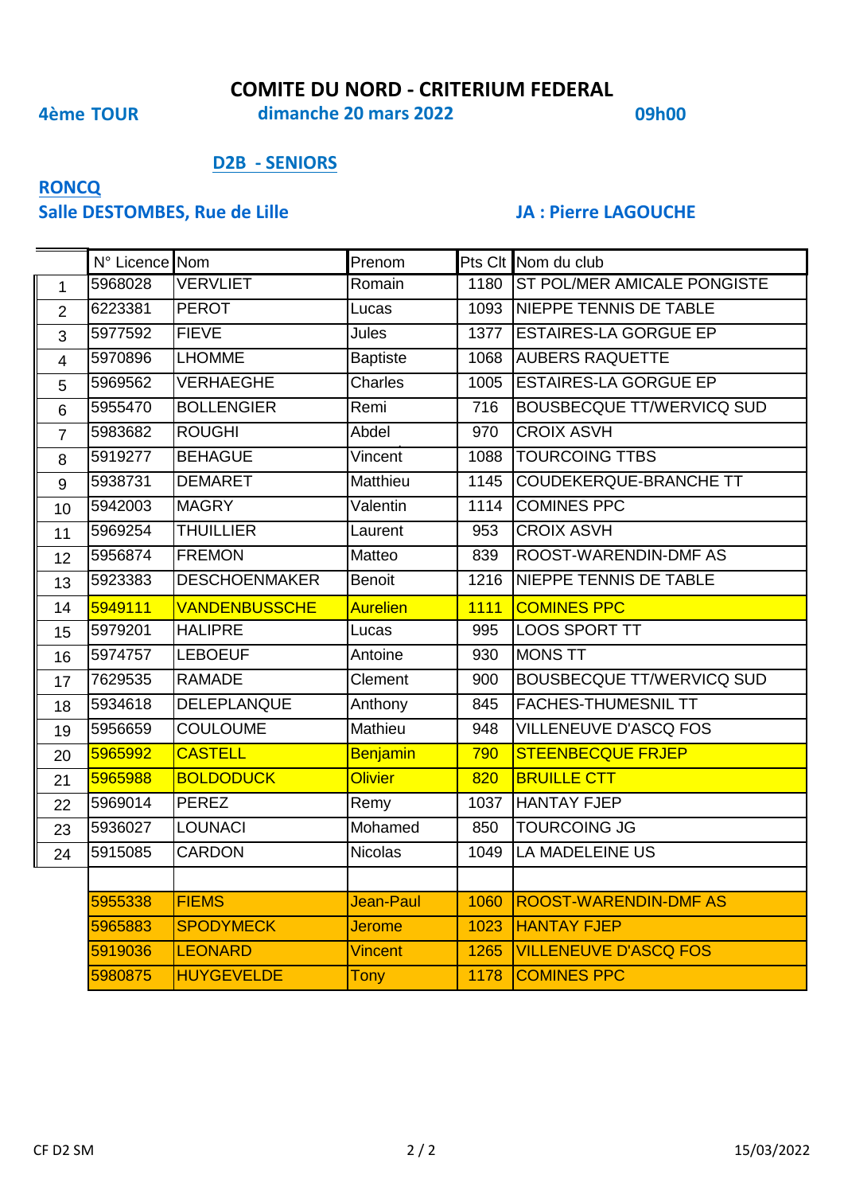# COMITE DU NORD - CRITERIUM FEDERAL

**4ème TOUR** **dimanche 20 mars 2022** **09h00**

## D2B - SENIORS

**RONCQ**

**Salle DESTOMBES, Rue de Lille** **JA : Pierre LAGOUCHE**

| | N° Licence | Nom | Prenom | Pts Clt | Nom du club |
|---|---|---|---|---|---|
| 1 | 5968028 | VERVLIET | Romain | 1180 | ST POL/MER AMICALE PONGISTE |
| 2 | 6223381 | PEROT | Lucas | 1093 | NIEPPE TENNIS DE TABLE |
| 3 | 5977592 | FIEVE | Jules | 1377 | ESTAIRES-LA GORGUE EP |
| 4 | 5970896 | LHOMME | Baptiste | 1068 | AUBERS RAQUETTE |
| 5 | 5969562 | VERHAEGHE | Charles | 1005 | ESTAIRES-LA GORGUE EP |
| 6 | 5955470 | BOLLENGIER | Remi | 716 | BOUSBECQUE TT/WERVICQ SUD |
| 7 | 5983682 | ROUGHI | Abdel | 970 | CROIX ASVH |
| 8 | 5919277 | BEHAGUE | Vincent | 1088 | TOURCOING TTBS |
| 9 | 5938731 | DEMARET | Matthieu | 1145 | COUDEKERQUE-BRANCHE TT |
| 10 | 5942003 | MAGRY | Valentin | 1114 | COMINES PPC |
| 11 | 5969254 | THUILLIER | Laurent | 953 | CROIX ASVH |
| 12 | 5956874 | FREMON | Matteo | 839 | ROOST-WARENDIN-DMF AS |
| 13 | 5923383 | DESCHOENMAKER | Benoit | 1216 | NIEPPE TENNIS DE TABLE |
| 14 | 5949111 | VANDENBUSSCHE | Aurelien | 1111 | COMINES PPC |
| 15 | 5979201 | HALIPRE | Lucas | 995 | LOOS SPORT TT |
| 16 | 5974757 | LEBOEUF | Antoine | 930 | MONS TT |
| 17 | 7629535 | RAMADE | Clement | 900 | BOUSBECQUE TT/WERVICQ SUD |
| 18 | 5934618 | DELEPLANQUE | Anthony | 845 | FACHES-THUMESNIL TT |
| 19 | 5956659 | COULOUME | Mathieu | 948 | VILLENEUVE D'ASCQ FOS |
| 20 | 5965992 | CASTELL | Benjamin | 790 | STEENBECQUE FRJEP |
| 21 | 5965988 | BOLDODUCK | Olivier | 820 | BRUILLE CTT |
| 22 | 5969014 | PEREZ | Remy | 1037 | HANTAY FJEP |
| 23 | 5936027 | LOUNACI | Mohamed | 850 | TOURCOING JG |
| 24 | 5915085 | CARDON | Nicolas | 1049 | LA MADELEINE US |
| | | | | | |
| | 5955338 | FIEMS | Jean-Paul | 1060 | ROOST-WARENDIN-DMF AS |
| | 5965883 | SPODYMECK | Jerome | 1023 | HANTAY FJEP |
| | 5919036 | LEONARD | Vincent | 1265 | VILLENEUVE D'ASCQ FOS |
| | 5980875 | HUYGEVELDE | Tony | 1178 | COMINES PPC |

CF D2 SM 15/03/2022